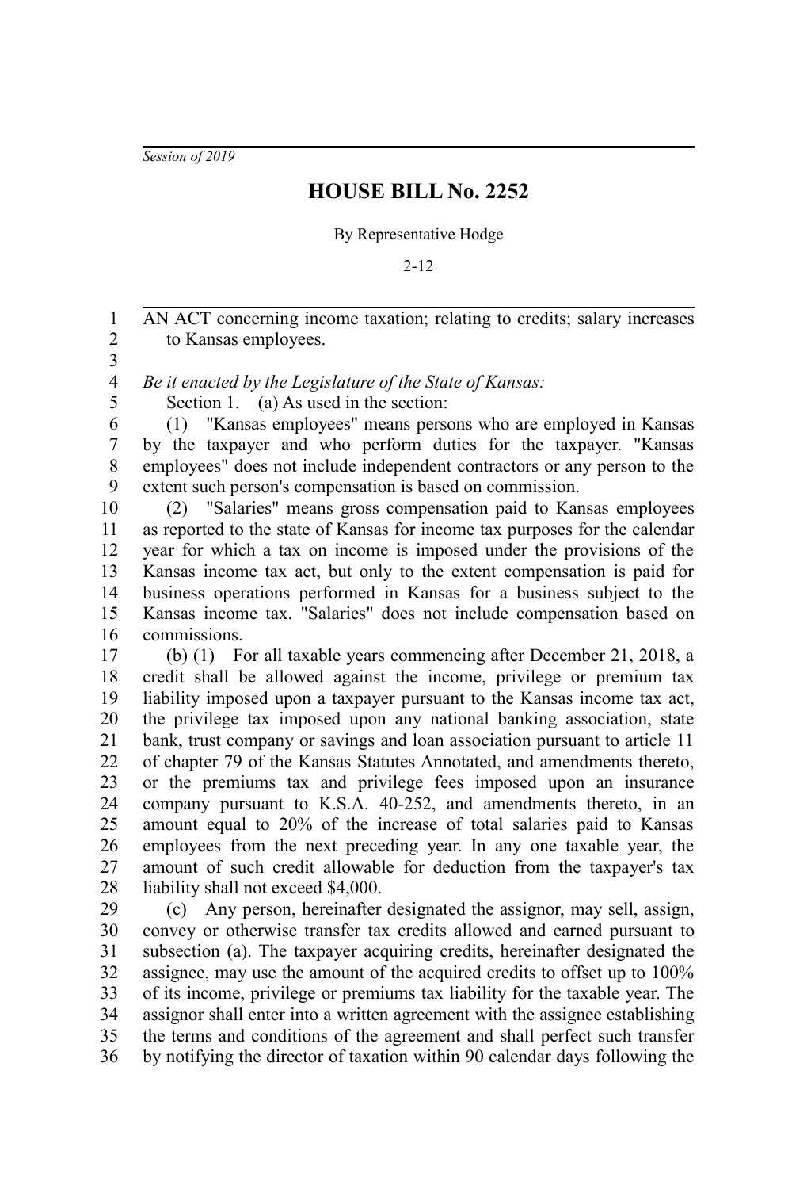*Session of 2019*

# HOUSE BILL No. 2252

By Representative Hodge

2-12

AN ACT concerning income taxation; relating to credits; salary increases to Kansas employees.

*Be it enacted by the Legislature of the State of Kansas:*

Section 1. (a) As used in the section:

(1) "Kansas employees" means persons who are employed in Kansas by the taxpayer and who perform duties for the taxpayer. "Kansas employees" does not include independent contractors or any person to the extent such person's compensation is based on commission.

(2) "Salaries" means gross compensation paid to Kansas employees as reported to the state of Kansas for income tax purposes for the calendar year for which a tax on income is imposed under the provisions of the Kansas income tax act, but only to the extent compensation is paid for business operations performed in Kansas for a business subject to the Kansas income tax. "Salaries" does not include compensation based on commissions.

(b) (1) For all taxable years commencing after December 21, 2018, a credit shall be allowed against the income, privilege or premium tax liability imposed upon a taxpayer pursuant to the Kansas income tax act, the privilege tax imposed upon any national banking association, state bank, trust company or savings and loan association pursuant to article 11 of chapter 79 of the Kansas Statutes Annotated, and amendments thereto, or the premiums tax and privilege fees imposed upon an insurance company pursuant to K.S.A. 40-252, and amendments thereto, in an amount equal to 20% of the increase of total salaries paid to Kansas employees from the next preceding year. In any one taxable year, the amount of such credit allowable for deduction from the taxpayer's tax liability shall not exceed $4,000.

(c) Any person, hereinafter designated the assignor, may sell, assign, convey or otherwise transfer tax credits allowed and earned pursuant to subsection (a). The taxpayer acquiring credits, hereinafter designated the assignee, may use the amount of the acquired credits to offset up to 100% of its income, privilege or premiums tax liability for the taxable year. The assignor shall enter into a written agreement with the assignee establishing the terms and conditions of the agreement and shall perfect such transfer by notifying the director of taxation within 90 calendar days following the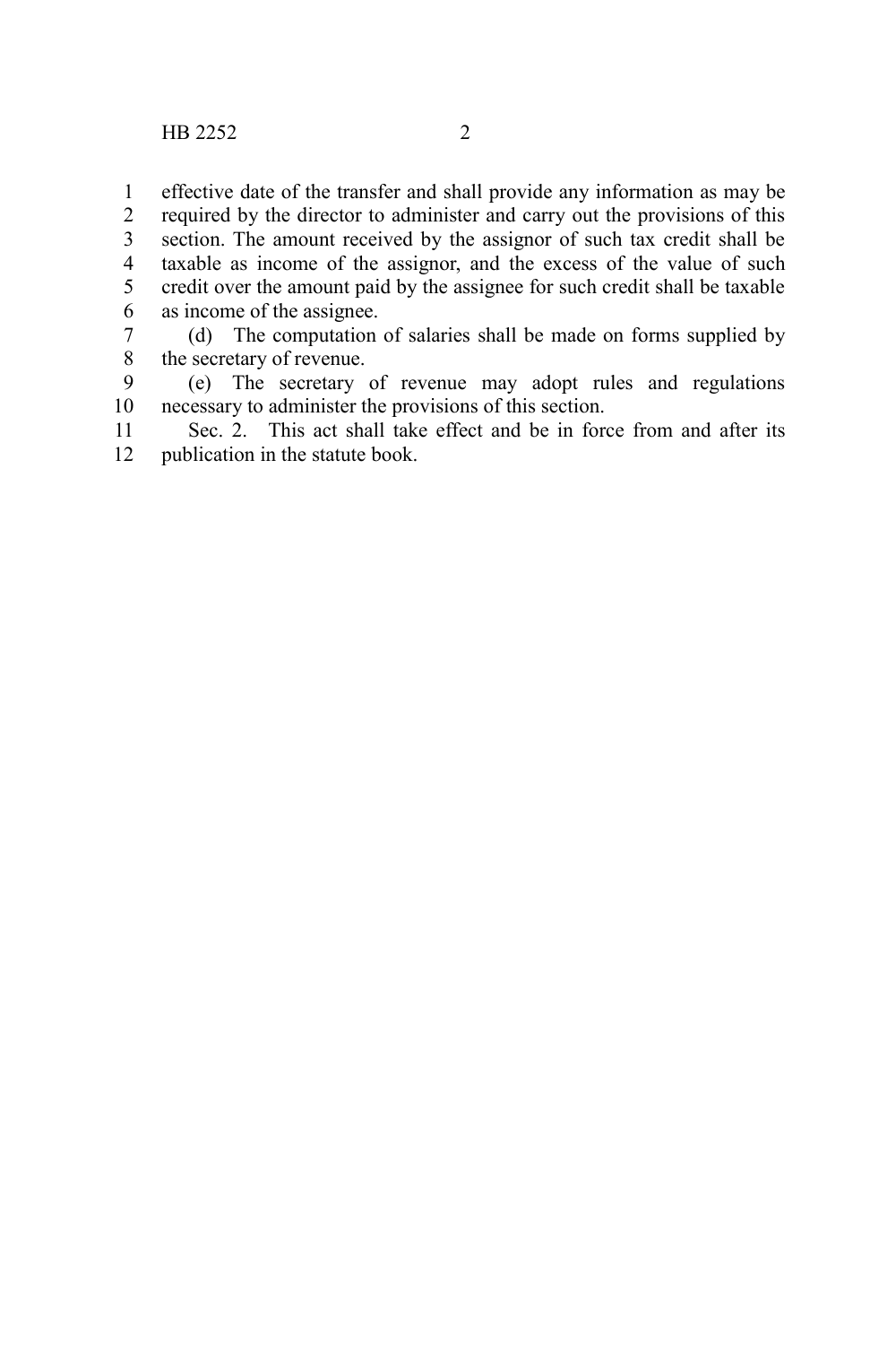effective date of the transfer and shall provide any information as may be required by the director to administer and carry out the provisions of this section. The amount received by the assignor of such tax credit shall be taxable as income of the assignor, and the excess of the value of such credit over the amount paid by the assignee for such credit shall be taxable as income of the assignee.

(d) The computation of salaries shall be made on forms supplied by the secretary of revenue.

(e) The secretary of revenue may adopt rules and regulations necessary to administer the provisions of this section.

Sec. 2. This act shall take effect and be in force from and after its publication in the statute book.